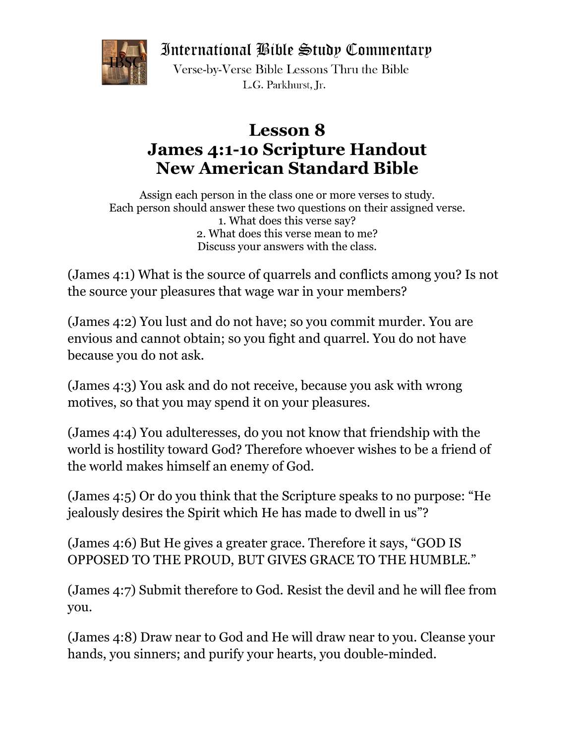International Bible Study Commentary

Verse-by-Verse Bible Lessons Thru the Bible

L.G. Parkhurst, Jr.

# Lesson 8
# James 4:1-10 Scripture Handout
# New American Standard Bible

Assign each person in the class one or more verses to study.
Each person should answer these two questions on their assigned verse.
1. What does this verse say?
2. What does this verse mean to me?
Discuss your answers with the class.

(James 4:1) What is the source of quarrels and conflicts among you? Is not the source your pleasures that wage war in your members?

(James 4:2) You lust and do not have; so you commit murder. You are envious and cannot obtain; so you fight and quarrel. You do not have because you do not ask.

(James 4:3) You ask and do not receive, because you ask with wrong motives, so that you may spend it on your pleasures.

(James 4:4) You adulteresses, do you not know that friendship with the world is hostility toward God? Therefore whoever wishes to be a friend of the world makes himself an enemy of God.

(James 4:5) Or do you think that the Scripture speaks to no purpose: "He jealously desires the Spirit which He has made to dwell in us"?

(James 4:6) But He gives a greater grace. Therefore it says, "GOD IS OPPOSED TO THE PROUD, BUT GIVES GRACE TO THE HUMBLE."

(James 4:7) Submit therefore to God. Resist the devil and he will flee from you.

(James 4:8) Draw near to God and He will draw near to you. Cleanse your hands, you sinners; and purify your hearts, you double-minded.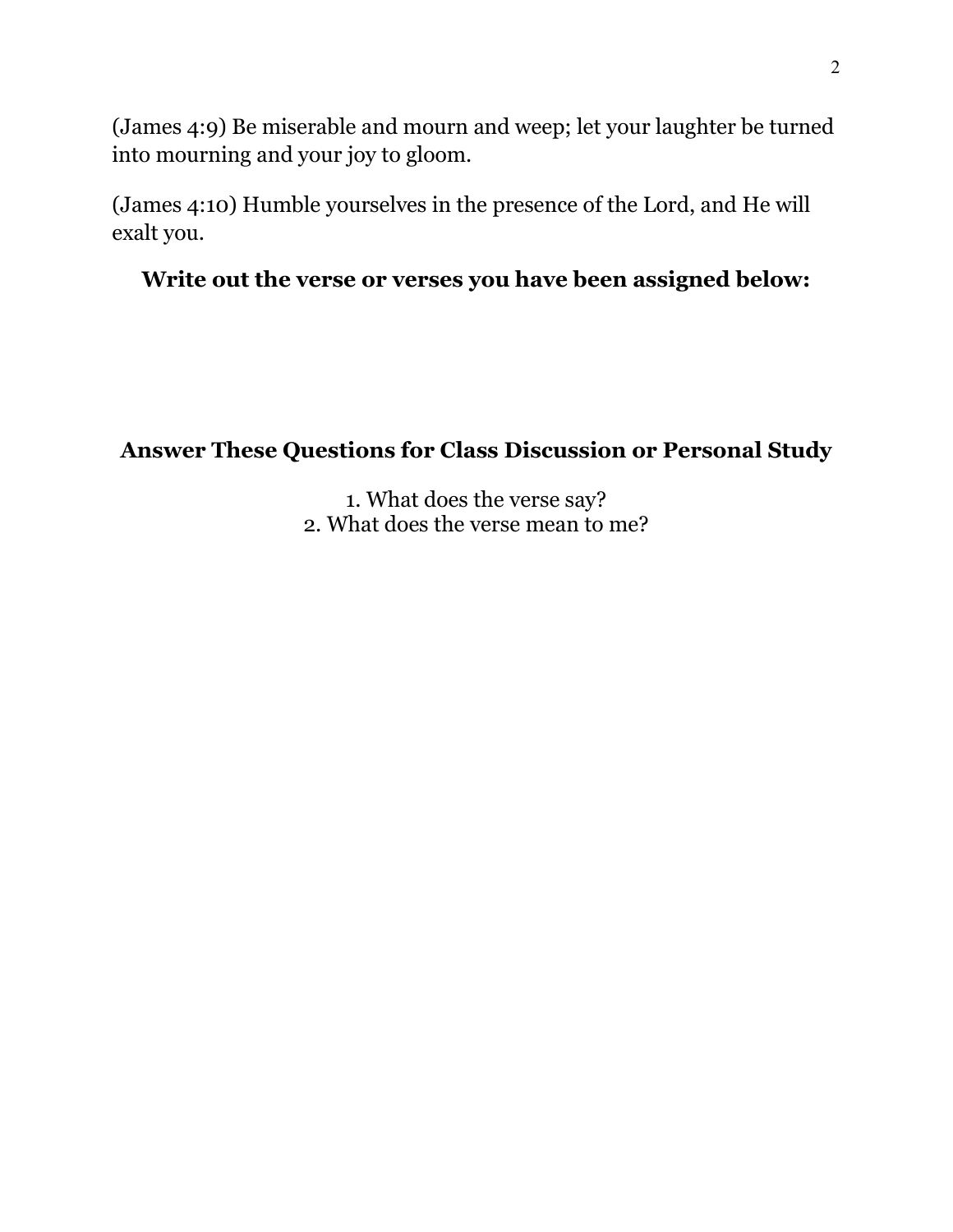(James 4:9) Be miserable and mourn and weep; let your laughter be turned into mourning and your joy to gloom.

(James 4:10) Humble yourselves in the presence of the Lord, and He will exalt you.

**Write out the verse or verses you have been assigned below:**

**Answer These Questions for Class Discussion or Personal Study**

1. What does the verse say?
2. What does the verse mean to me?